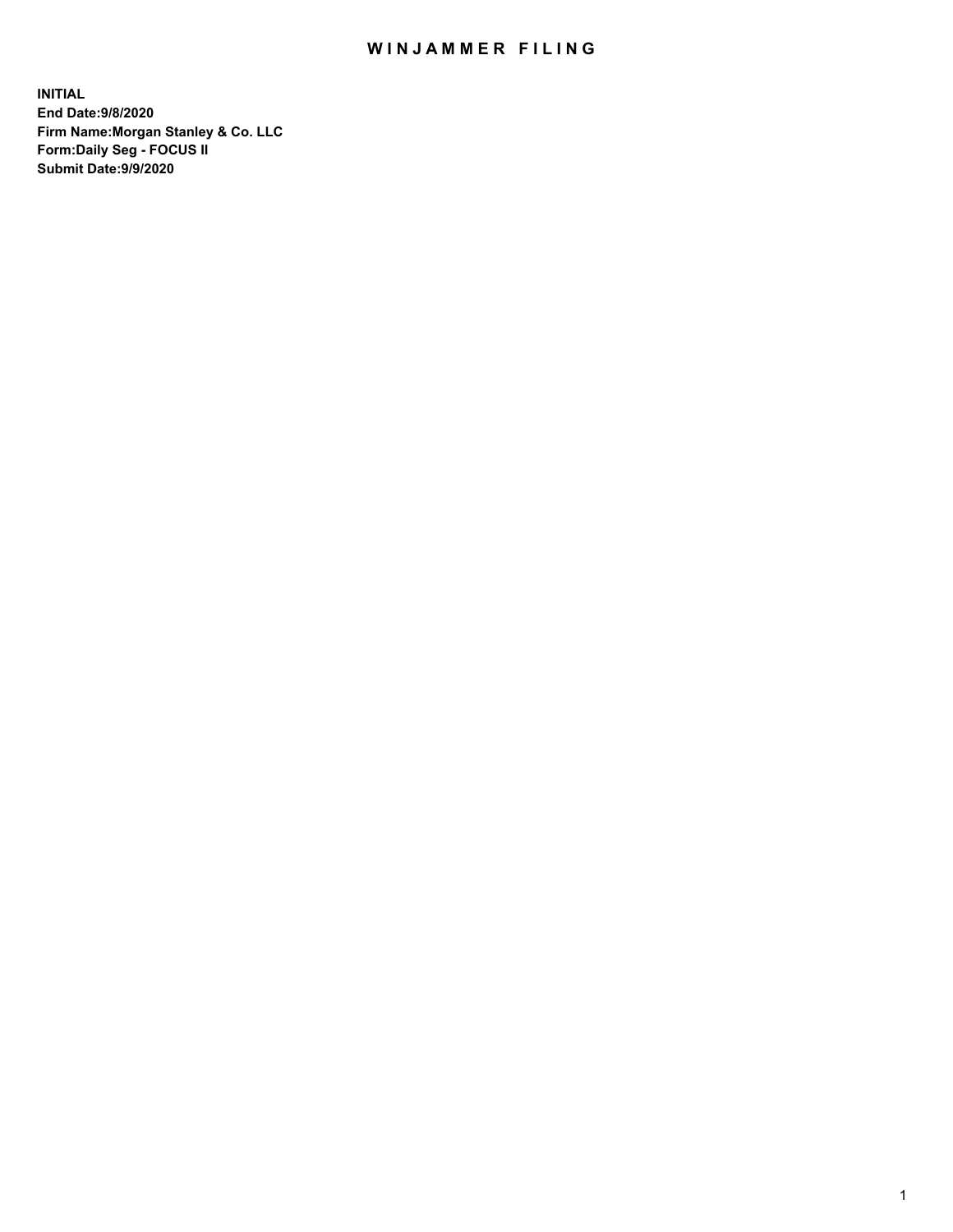# WINJAMMER FILING

**INITIAL**
**End Date:9/8/2020**
**Firm Name:Morgan Stanley & Co. LLC**
**Form:Daily Seg - FOCUS II**
**Submit Date:9/9/2020**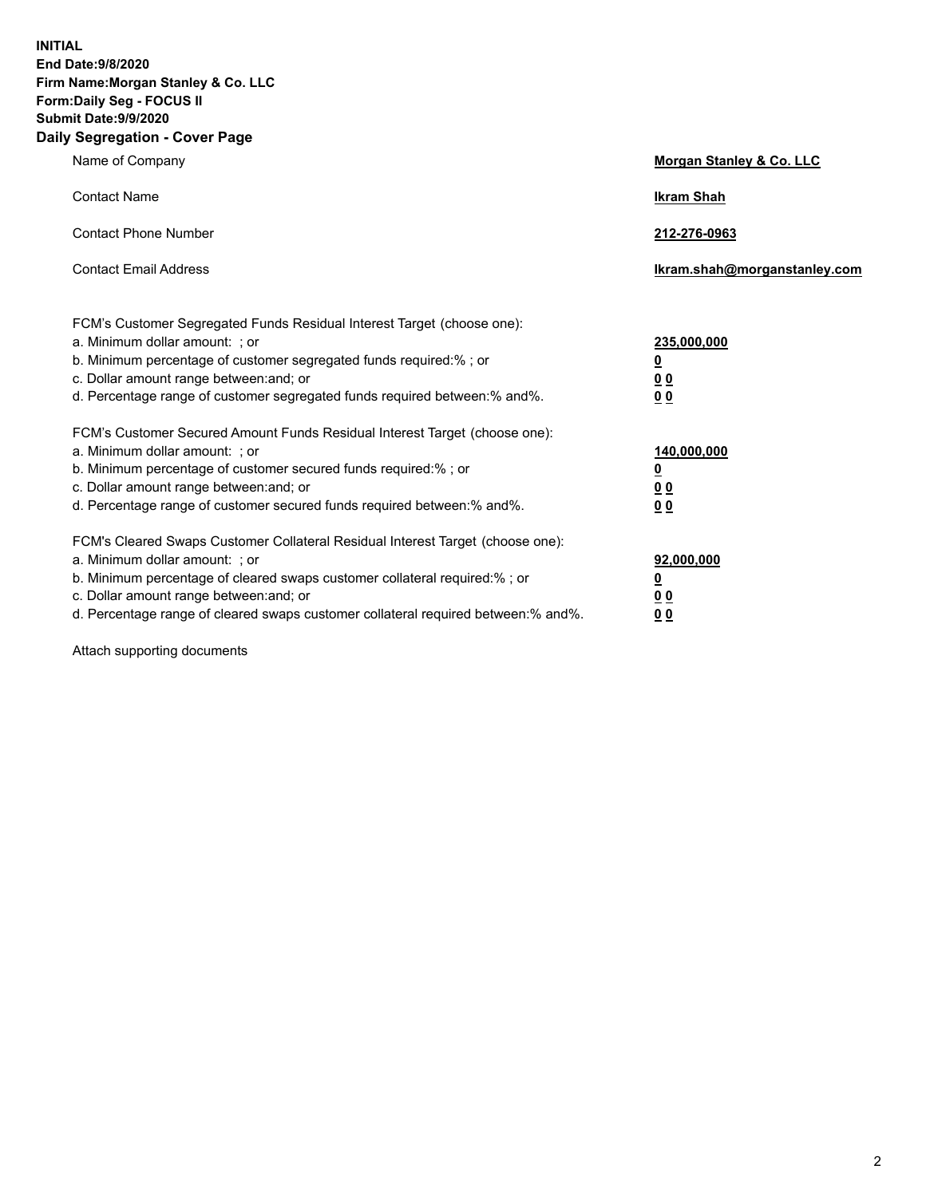**INITIAL**
**End Date:9/8/2020**
**Firm Name:Morgan Stanley & Co. LLC**
**Form:Daily Seg - FOCUS II**
**Submit Date:9/9/2020**

## Daily Segregation - Cover Page

| | |
|---|---|
| Name of Company | **Morgan Stanley & Co. LLC** |
| Contact Name | **Ikram Shah** |
| Contact Phone Number | **212-276-0963** |
| Contact Email Address | **Ikram.shah@morganstanley.com** |

| | |
|---|---|
| FCM's Customer Segregated Funds Residual Interest Target (choose one): | |
| a. Minimum dollar amount: ; or | **235,000,000** |
| b. Minimum percentage of customer segregated funds required:% ; or | **0** |
| c. Dollar amount range between:and; or | **0 0** |
| d. Percentage range of customer segregated funds required between:% and%. | **0 0** |
| FCM's Customer Secured Amount Funds Residual Interest Target (choose one): | |
| a. Minimum dollar amount: ; or | **140,000,000** |
| b. Minimum percentage of customer secured funds required:% ; or | **0** |
| c. Dollar amount range between:and; or | **0 0** |
| d. Percentage range of customer secured funds required between:% and%. | **0 0** |
| FCM's Cleared Swaps Customer Collateral Residual Interest Target (choose one): | |
| a. Minimum dollar amount: ; or | **92,000,000** |
| b. Minimum percentage of cleared swaps customer collateral required:% ; or | **0** |
| c. Dollar amount range between:and; or | **0 0** |
| d. Percentage range of cleared swaps customer collateral required between:% and%. | **0 0** |

Attach supporting documents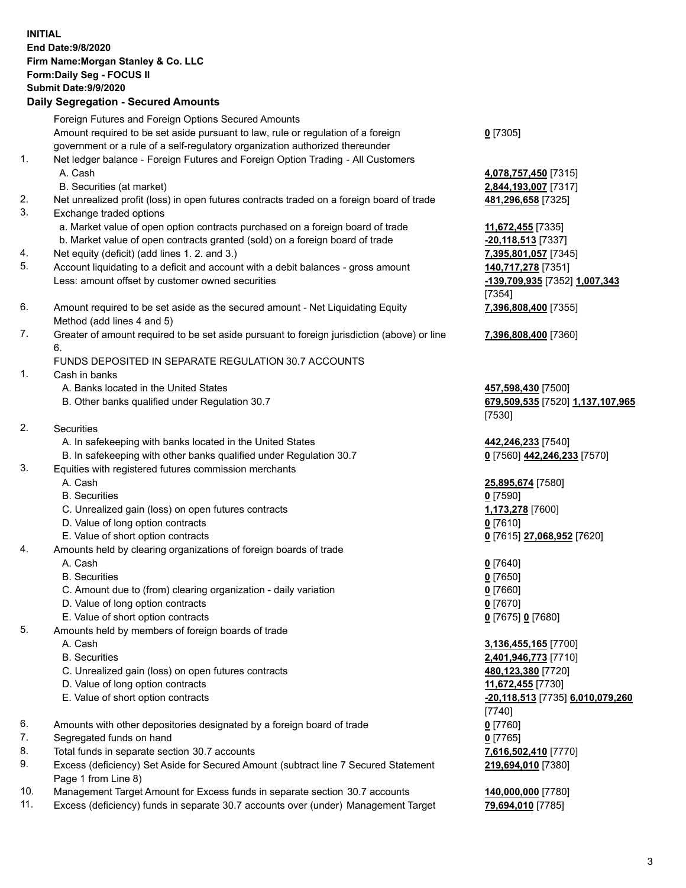**INITIAL**
**End Date:9/8/2020**
**Firm Name:Morgan Stanley & Co. LLC**
**Form:Daily Seg - FOCUS II**
**Submit Date:9/9/2020**

## Daily Segregation - Secured Amounts

| | | |
|---|---|---|
| | Foreign Futures and Foreign Options Secured Amounts | |
| | Amount required to be set aside pursuant to law, rule or regulation of a foreign government or a rule of a self-regulatory organization authorized thereunder | **0** [7305] |
| 1. | Net ledger balance - Foreign Futures and Foreign Option Trading - All Customers | |
| | A. Cash | **4,078,757,450** [7315] |
| | B. Securities (at market) | **2,844,193,007** [7317] |
| 2. | Net unrealized profit (loss) in open futures contracts traded on a foreign board of trade | **481,296,658** [7325] |
| 3. | Exchange traded options | |
| | a. Market value of open option contracts purchased on a foreign board of trade | **11,672,455** [7335] |
| | b. Market value of open contracts granted (sold) on a foreign board of trade | **-20,118,513** [7337] |
| 4. | Net equity (deficit) (add lines 1. 2. and 3.) | **7,395,801,057** [7345] |
| 5. | Account liquidating to a deficit and account with a debit balances - gross amount | **140,717,278** [7351] |
| | Less: amount offset by customer owned securities | **-139,709,935** [7352] **1,007,343** [7354] |
| 6. | Amount required to be set aside as the secured amount - Net Liquidating Equity Method (add lines 4 and 5) | **7,396,808,400** [7355] |
| 7. | Greater of amount required to be set aside pursuant to foreign jurisdiction (above) or line 6. | **7,396,808,400** [7360] |
| | FUNDS DEPOSITED IN SEPARATE REGULATION 30.7 ACCOUNTS | |
| 1. | Cash in banks | |
| | A. Banks located in the United States | **457,598,430** [7500] |
| | B. Other banks qualified under Regulation 30.7 | **679,509,535** [7520] **1,137,107,965** [7530] |
| 2. | Securities | |
| | A. In safekeeping with banks located in the United States | **442,246,233** [7540] |
| | B. In safekeeping with other banks qualified under Regulation 30.7 | **0** [7560] **442,246,233** [7570] |
| 3. | Equities with registered futures commission merchants | |
| | A. Cash | **25,895,674** [7580] |
| | B. Securities | **0** [7590] |
| | C. Unrealized gain (loss) on open futures contracts | **1,173,278** [7600] |
| | D. Value of long option contracts | **0** [7610] |
| | E. Value of short option contracts | **0** [7615] **27,068,952** [7620] |
| 4. | Amounts held by clearing organizations of foreign boards of trade | |
| | A. Cash | **0** [7640] |
| | B. Securities | **0** [7650] |
| | C. Amount due to (from) clearing organization - daily variation | **0** [7660] |
| | D. Value of long option contracts | **0** [7670] |
| | E. Value of short option contracts | **0** [7675] **0** [7680] |
| 5. | Amounts held by members of foreign boards of trade | |
| | A. Cash | **3,136,455,165** [7700] |
| | B. Securities | **2,401,946,773** [7710] |
| | C. Unrealized gain (loss) on open futures contracts | **480,123,380** [7720] |
| | D. Value of long option contracts | **11,672,455** [7730] |
| | E. Value of short option contracts | **-20,118,513** [7735] **6,010,079,260** [7740] |
| 6. | Amounts with other depositories designated by a foreign board of trade | **0** [7760] |
| 7. | Segregated funds on hand | **0** [7765] |
| 8. | Total funds in separate section 30.7 accounts | **7,616,502,410** [7770] |
| 9. | Excess (deficiency) Set Aside for Secured Amount (subtract line 7 Secured Statement Page 1 from Line 8) | **219,694,010** [7380] |
| 10. | Management Target Amount for Excess funds in separate section 30.7 accounts | **140,000,000** [7780] |
| 11. | Excess (deficiency) funds in separate 30.7 accounts over (under) Management Target | **79,694,010** [7785] |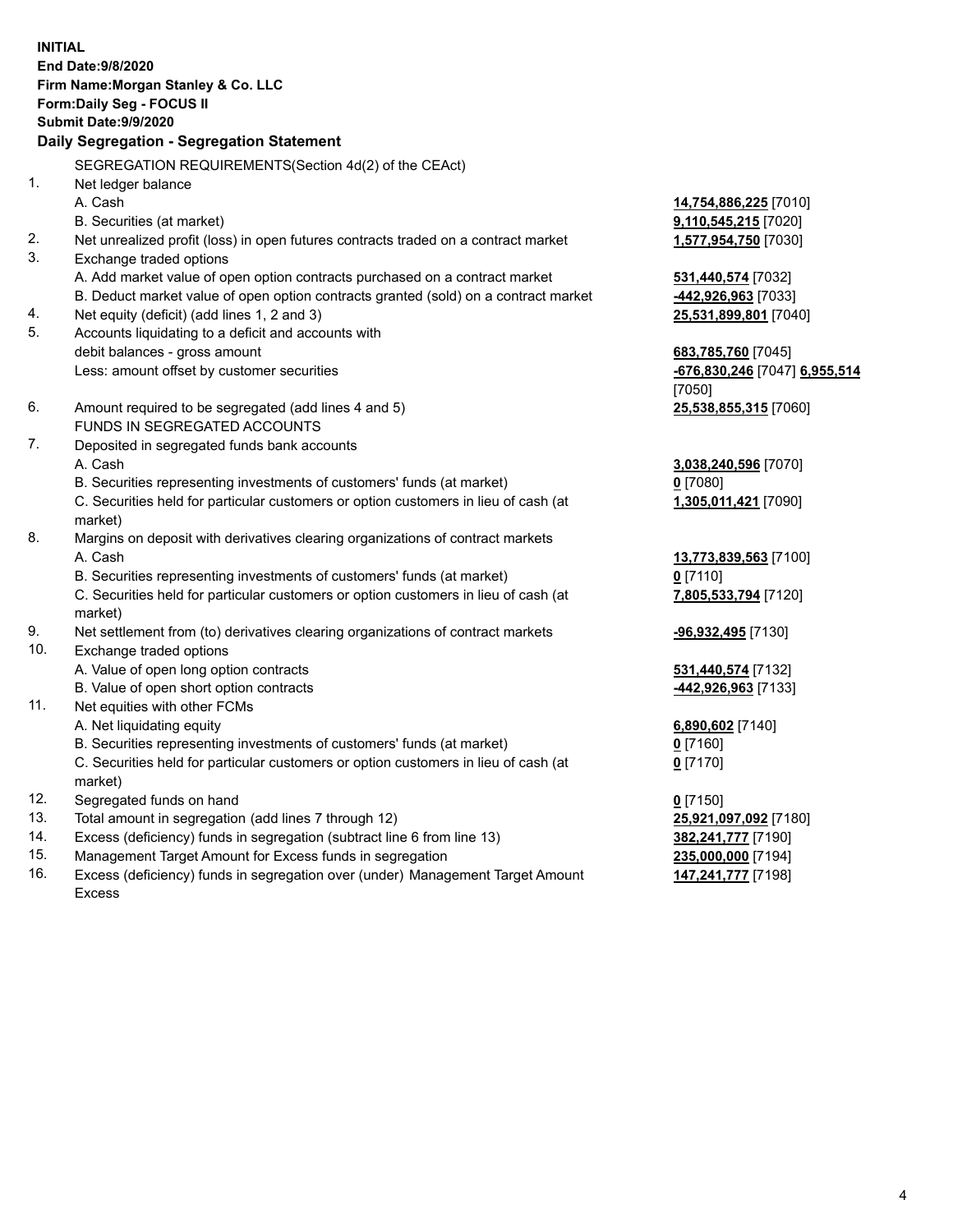**INITIAL**
**End Date:9/8/2020**
**Firm Name:Morgan Stanley & Co. LLC**
**Form:Daily Seg - FOCUS II**
**Submit Date:9/9/2020**

### Daily Segregation - Segregation Statement

SEGREGATION REQUIREMENTS(Section 4d(2) of the CEAct)

1. Net ledger balance
   - A. Cash — **14,754,886,225** [7010]
   - B. Securities (at market) — **9,110,545,215** [7020]
2. Net unrealized profit (loss) in open futures contracts traded on a contract market — **1,577,954,750** [7030]
3. Exchange traded options
   - A. Add market value of open option contracts purchased on a contract market — **531,440,574** [7032]
   - B. Deduct market value of open option contracts granted (sold) on a contract market — **-442,926,963** [7033]
4. Net equity (deficit) (add lines 1, 2 and 3) — **25,531,899,801** [7040]
5. Accounts liquidating to a deficit and accounts with debit balances - gross amount — **683,785,760** [7045]
   - Less: amount offset by customer securities — **-676,830,246** [7047] **6,955,514** [7050]
6. Amount required to be segregated (add lines 4 and 5) — **25,538,855,315** [7060]

FUNDS IN SEGREGATED ACCOUNTS

7. Deposited in segregated funds bank accounts
   - A. Cash — **3,038,240,596** [7070]
   - B. Securities representing investments of customers' funds (at market) — **0** [7080]
   - C. Securities held for particular customers or option customers in lieu of cash (at market) — **1,305,011,421** [7090]
8. Margins on deposit with derivatives clearing organizations of contract markets
   - A. Cash — **13,773,839,563** [7100]
   - B. Securities representing investments of customers' funds (at market) — **0** [7110]
   - C. Securities held for particular customers or option customers in lieu of cash (at market) — **7,805,533,794** [7120]
9. Net settlement from (to) derivatives clearing organizations of contract markets — **-96,932,495** [7130]
10. Exchange traded options
    - A. Value of open long option contracts — **531,440,574** [7132]
    - B. Value of open short option contracts — **-442,926,963** [7133]
11. Net equities with other FCMs
    - A. Net liquidating equity — **6,890,602** [7140]
    - B. Securities representing investments of customers' funds (at market) — **0** [7160]
    - C. Securities held for particular customers or option customers in lieu of cash (at market) — **0** [7170]
12. Segregated funds on hand — **0** [7150]
13. Total amount in segregation (add lines 7 through 12) — **25,921,097,092** [7180]
14. Excess (deficiency) funds in segregation (subtract line 6 from line 13) — **382,241,777** [7190]
15. Management Target Amount for Excess funds in segregation — **235,000,000** [7194]
16. Excess (deficiency) funds in segregation over (under) Management Target Amount Excess — **147,241,777** [7198]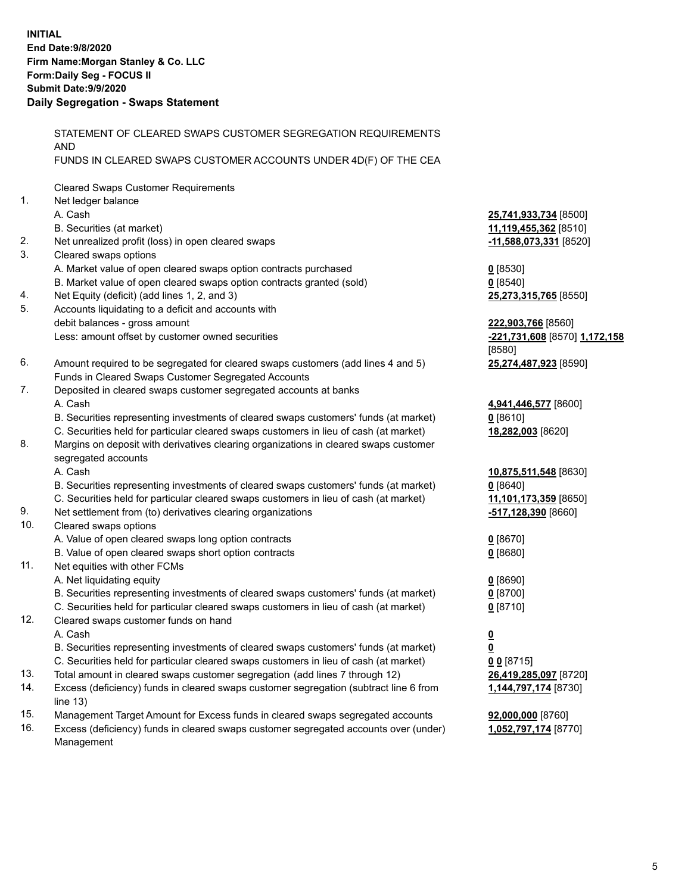**INITIAL**
**End Date:9/8/2020**
**Firm Name:Morgan Stanley & Co. LLC**
**Form:Daily Seg - FOCUS II**
**Submit Date:9/9/2020**
**Daily Segregation - Swaps Statement**

STATEMENT OF CLEARED SWAPS CUSTOMER SEGREGATION REQUIREMENTS AND FUNDS IN CLEARED SWAPS CUSTOMER ACCOUNTS UNDER 4D(F) OF THE CEA

| | | |
|---|---|---|
| | Cleared Swaps Customer Requirements | |
| 1. | Net ledger balance | |
| | A. Cash | **25,741,933,734** [8500] |
| | B. Securities (at market) | **11,119,455,362** [8510] |
| 2. | Net unrealized profit (loss) in open cleared swaps | **-11,588,073,331** [8520] |
| 3. | Cleared swaps options | |
| | A. Market value of open cleared swaps option contracts purchased | **0** [8530] |
| | B. Market value of open cleared swaps option contracts granted (sold) | **0** [8540] |
| 4. | Net Equity (deficit) (add lines 1, 2, and 3) | **25,273,315,765** [8550] |
| 5. | Accounts liquidating to a deficit and accounts with debit balances - gross amount | **222,903,766** [8560] |
| | Less: amount offset by customer owned securities | **-221,731,608** [8570] **1,172,158** [8580] |
| 6. | Amount required to be segregated for cleared swaps customers (add lines 4 and 5) | **25,274,487,923** [8590] |
| | Funds in Cleared Swaps Customer Segregated Accounts | |
| 7. | Deposited in cleared swaps customer segregated accounts at banks | |
| | A. Cash | **4,941,446,577** [8600] |
| | B. Securities representing investments of cleared swaps customers' funds (at market) | **0** [8610] |
| | C. Securities held for particular cleared swaps customers in lieu of cash (at market) | **18,282,003** [8620] |
| 8. | Margins on deposit with derivatives clearing organizations in cleared swaps customer segregated accounts | |
| | A. Cash | **10,875,511,548** [8630] |
| | B. Securities representing investments of cleared swaps customers' funds (at market) | **0** [8640] |
| | C. Securities held for particular cleared swaps customers in lieu of cash (at market) | **11,101,173,359** [8650] |
| 9. | Net settlement from (to) derivatives clearing organizations | **-517,128,390** [8660] |
| 10. | Cleared swaps options | |
| | A. Value of open cleared swaps long option contracts | **0** [8670] |
| | B. Value of open cleared swaps short option contracts | **0** [8680] |
| 11. | Net equities with other FCMs | |
| | A. Net liquidating equity | **0** [8690] |
| | B. Securities representing investments of cleared swaps customers' funds (at market) | **0** [8700] |
| | C. Securities held for particular cleared swaps customers in lieu of cash (at market) | **0** [8710] |
| 12. | Cleared swaps customer funds on hand | |
| | A. Cash | **0** |
| | B. Securities representing investments of cleared swaps customers' funds (at market) | **0** |
| | C. Securities held for particular cleared swaps customers in lieu of cash (at market) | **0** **0** [8715] |
| 13. | Total amount in cleared swaps customer segregation (add lines 7 through 12) | **26,419,285,097** [8720] |
| 14. | Excess (deficiency) funds in cleared swaps customer segregation (subtract line 6 from line 13) | **1,144,797,174** [8730] |
| 15. | Management Target Amount for Excess funds in cleared swaps segregated accounts | **92,000,000** [8760] |
| 16. | Excess (deficiency) funds in cleared swaps customer segregated accounts over (under) Management | **1,052,797,174** [8770] |